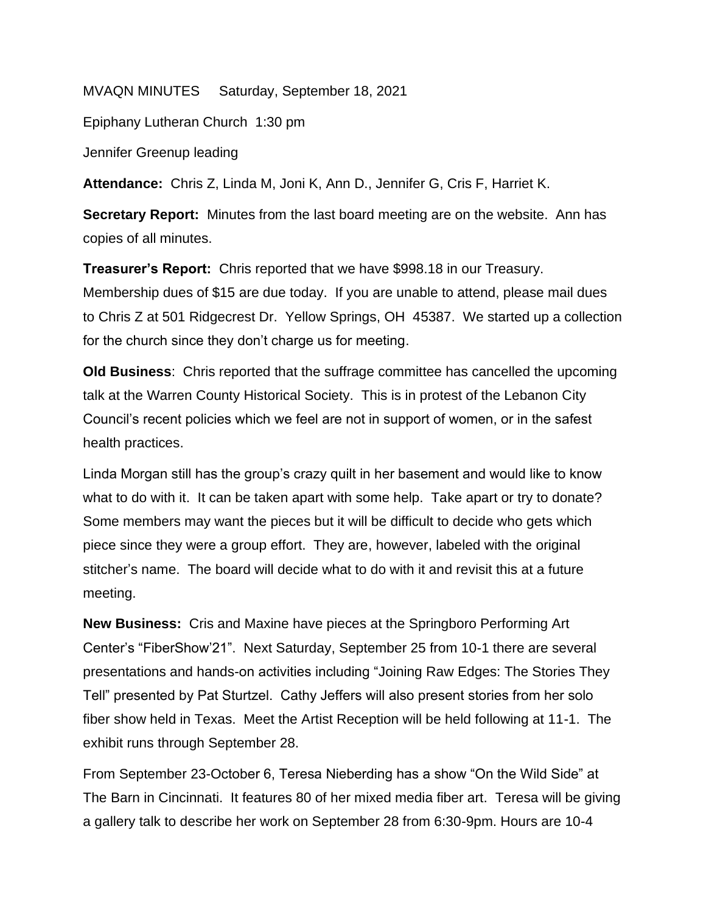MVAQN MINUTES     Saturday, September 18, 2021

Epiphany Lutheran Church  1:30 pm

Jennifer Greenup leading

**Attendance:** Chris Z, Linda M, Joni K, Ann D., Jennifer G, Cris F, Harriet K.

**Secretary Report:** Minutes from the last board meeting are on the website. Ann has copies of all minutes.

**Treasurer's Report:** Chris reported that we have $998.18 in our Treasury. Membership dues of $15 are due today. If you are unable to attend, please mail dues to Chris Z at 501 Ridgecrest Dr. Yellow Springs, OH 45387. We started up a collection for the church since they don't charge us for meeting.

**Old Business**: Chris reported that the suffrage committee has cancelled the upcoming talk at the Warren County Historical Society. This is in protest of the Lebanon City Council's recent policies which we feel are not in support of women, or in the safest health practices.

Linda Morgan still has the group's crazy quilt in her basement and would like to know what to do with it. It can be taken apart with some help. Take apart or try to donate? Some members may want the pieces but it will be difficult to decide who gets which piece since they were a group effort. They are, however, labeled with the original stitcher's name. The board will decide what to do with it and revisit this at a future meeting.

**New Business:** Cris and Maxine have pieces at the Springboro Performing Art Center's "FiberShow'21". Next Saturday, September 25 from 10-1 there are several presentations and hands-on activities including "Joining Raw Edges: The Stories They Tell" presented by Pat Sturtzel. Cathy Jeffers will also present stories from her solo fiber show held in Texas. Meet the Artist Reception will be held following at 11-1. The exhibit runs through September 28.

From September 23-October 6, Teresa Nieberding has a show "On the Wild Side" at The Barn in Cincinnati. It features 80 of her mixed media fiber art. Teresa will be giving a gallery talk to describe her work on September 28 from 6:30-9pm. Hours are 10-4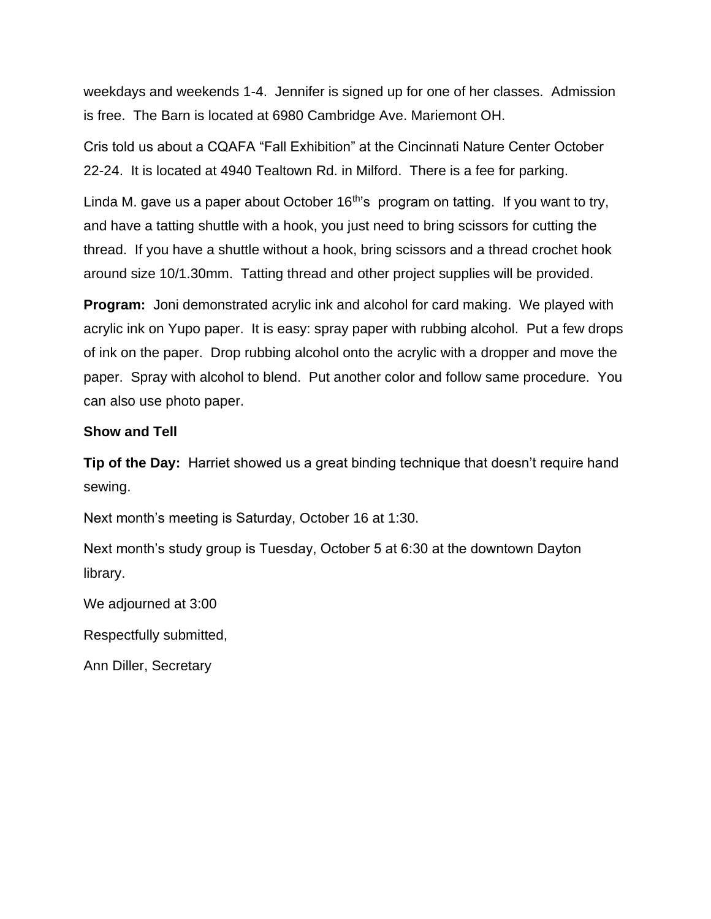weekdays and weekends 1-4. Jennifer is signed up for one of her classes. Admission is free. The Barn is located at 6980 Cambridge Ave. Mariemont OH.

Cris told us about a CQAFA "Fall Exhibition" at the Cincinnati Nature Center October 22-24. It is located at 4940 Tealtown Rd. in Milford. There is a fee for parking.

Linda M. gave us a paper about October 16th's program on tatting. If you want to try, and have a tatting shuttle with a hook, you just need to bring scissors for cutting the thread. If you have a shuttle without a hook, bring scissors and a thread crochet hook around size 10/1.30mm. Tatting thread and other project supplies will be provided.

**Program:** Joni demonstrated acrylic ink and alcohol for card making. We played with acrylic ink on Yupo paper. It is easy: spray paper with rubbing alcohol. Put a few drops of ink on the paper. Drop rubbing alcohol onto the acrylic with a dropper and move the paper. Spray with alcohol to blend. Put another color and follow same procedure. You can also use photo paper.

**Show and Tell**

**Tip of the Day:** Harriet showed us a great binding technique that doesn't require hand sewing.

Next month's meeting is Saturday, October 16 at 1:30.

Next month's study group is Tuesday, October 5 at 6:30 at the downtown Dayton library.

We adjourned at 3:00

Respectfully submitted,

Ann Diller, Secretary